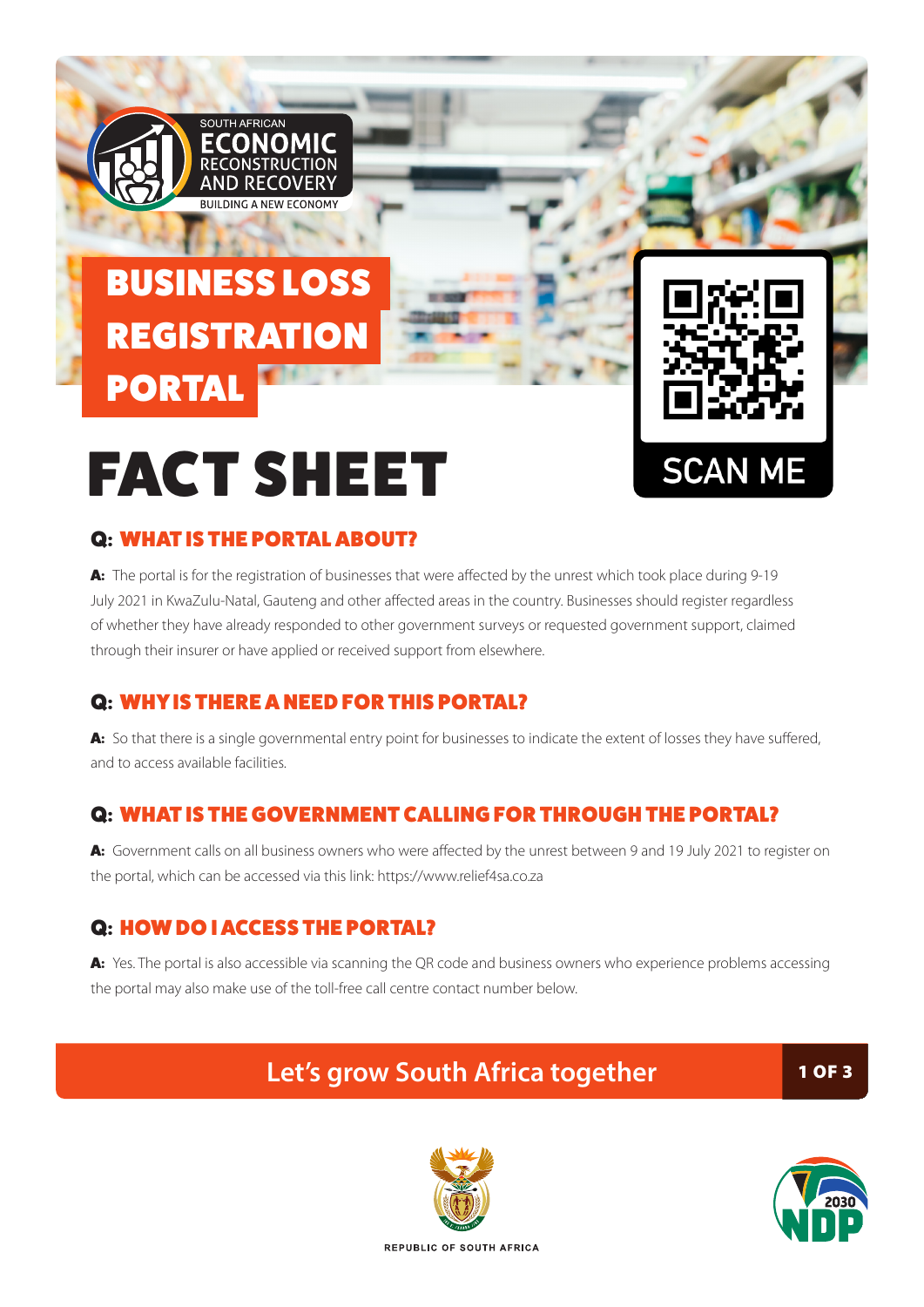SOUTH AFRICAN ECONOMIC RECONSTRUCTION AND RECOVERY

BUILDING A NEW ECONOMY

# BUSINESS LOSS REGISTRATION PORTAL

SCAN ME

# FACT SHEET

## Q: WHAT IS THE PORTAL ABOUT?

**A:** The portal is for the registration of businesses that were affected by the unrest which took place during 9-19 July 2021 in KwaZulu-Natal, Gauteng and other affected areas in the country. Businesses should register regardless of whether they have already responded to other government surveys or requested government support, claimed through their insurer or have applied or received support from elsewhere.

## Q: WHY IS THERE A NEED FOR THIS PORTAL?

**A:** So that there is a single governmental entry point for businesses to indicate the extent of losses they have suffered, and to access available facilities.

## Q: WHAT IS THE GOVERNMENT CALLING FOR THROUGH THE PORTAL?

**A:** Government calls on all business owners who were affected by the unrest between 9 and 19 July 2021 to register on the portal, which can be accessed via this link: https://www.relief4sa.co.za

## Q: HOW DO I ACCESS THE PORTAL?

**A:** Yes. The portal is also accessible via scanning the QR code and business owners who experience problems accessing the portal may also make use of the toll-free call centre contact number below.

Let's grow South Africa together

REPUBLIC OF SOUTH AFRICA

2030 NDP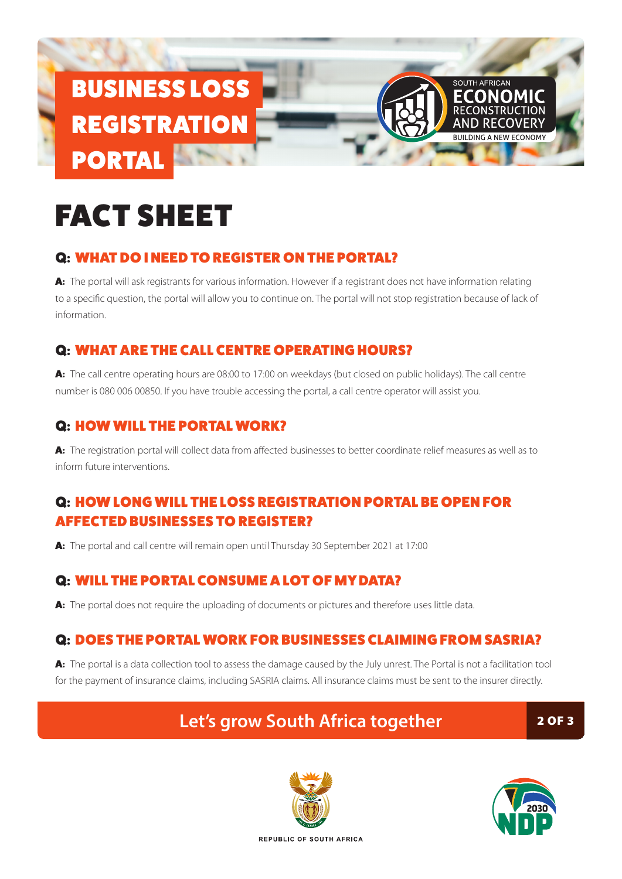# BUSINESS LOSS REGISTRATION PORTAL

SOUTH AFRICAN ECONOMIC RECONSTRUCTION AND RECOVERY
BUILDING A NEW ECONOMY

# FACT SHEET

## Q: WHAT DO I NEED TO REGISTER ON THE PORTAL?

**A:** The portal will ask registrants for various information. However if a registrant does not have information relating to a specific question, the portal will allow you to continue on. The portal will not stop registration because of lack of information.

## Q: WHAT ARE THE CALL CENTRE OPERATING HOURS?

**A:** The call centre operating hours are 08:00 to 17:00 on weekdays (but closed on public holidays). The call centre number is 080 006 00850. If you have trouble accessing the portal, a call centre operator will assist you.

## Q: HOW WILL THE PORTAL WORK?

**A:** The registration portal will collect data from affected businesses to better coordinate relief measures as well as to inform future interventions.

## Q: HOW LONG WILL THE LOSS REGISTRATION PORTAL BE OPEN FOR AFFECTED BUSINESSES TO REGISTER?

**A:** The portal and call centre will remain open until Thursday 30 September 2021 at 17:00

## Q: WILL THE PORTAL CONSUME A LOT OF MY DATA?

**A:** The portal does not require the uploading of documents or pictures and therefore uses little data.

## Q: DOES THE PORTAL WORK FOR BUSINESSES CLAIMING FROM SASRIA?

**A:** The portal is a data collection tool to assess the damage caused by the July unrest. The Portal is not a facilitation tool for the payment of insurance claims, including SASRIA claims. All insurance claims must be sent to the insurer directly.

**Let's grow South Africa together**

REPUBLIC OF SOUTH AFRICA

2030 NDP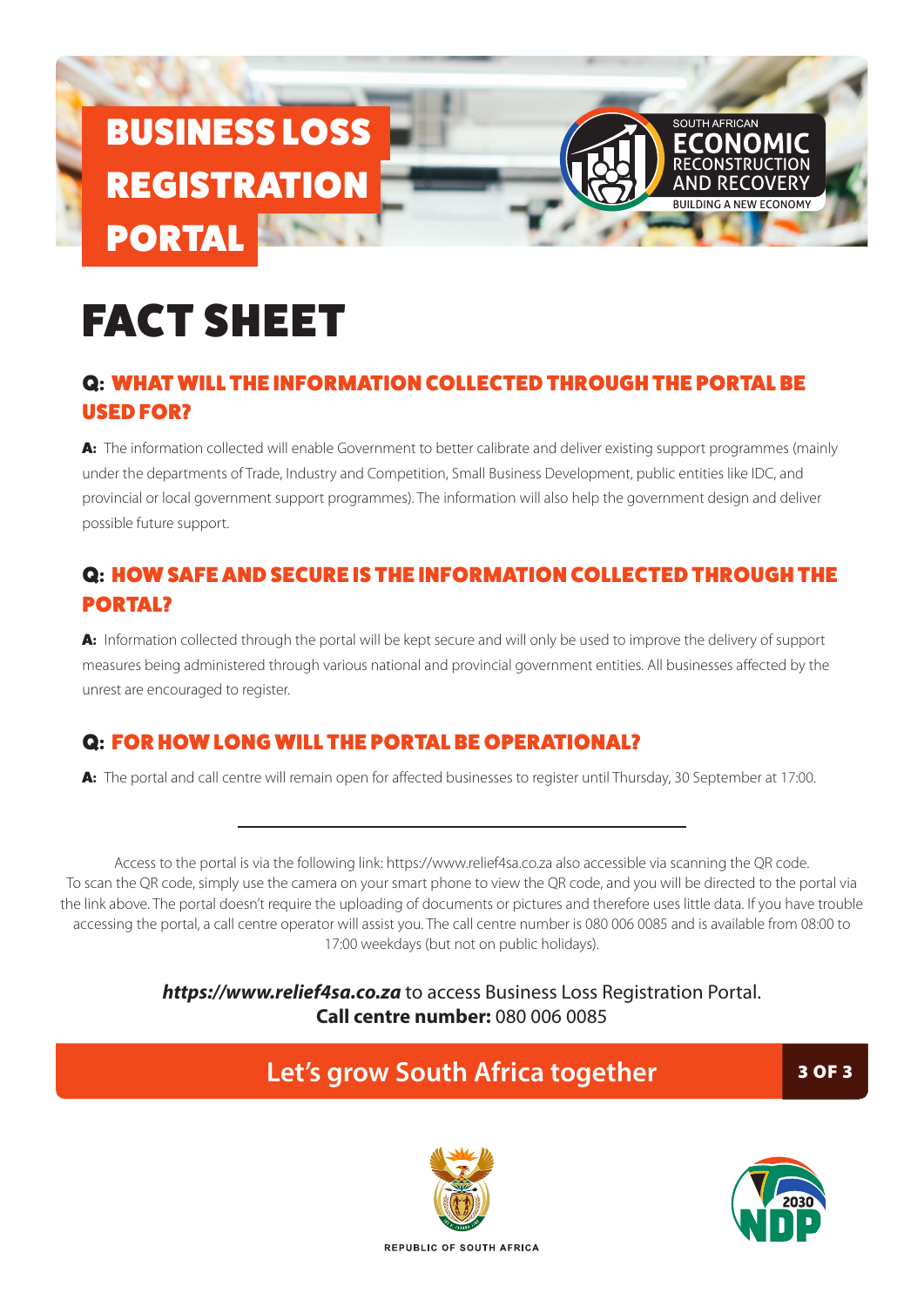# BUSINESS LOSS REGISTRATION PORTAL

SOUTH AFRICAN ECONOMIC RECONSTRUCTION AND RECOVERY

BUILDING A NEW ECONOMY

# FACT SHEET

## Q: WHAT WILL THE INFORMATION COLLECTED THROUGH THE PORTAL BE USED FOR?

**A:** The information collected will enable Government to better calibrate and deliver existing support programmes (mainly under the departments of Trade, Industry and Competition, Small Business Development, public entities like IDC, and provincial or local government support programmes). The information will also help the government design and deliver possible future support.

## Q: HOW SAFE AND SECURE IS THE INFORMATION COLLECTED THROUGH THE PORTAL?

**A:** Information collected through the portal will be kept secure and will only be used to improve the delivery of support measures being administered through various national and provincial government entities. All businesses affected by the unrest are encouraged to register.

## Q: FOR HOW LONG WILL THE PORTAL BE OPERATIONAL?

**A:** The portal and call centre will remain open for affected businesses to register until Thursday, 30 September at 17:00.

---

Access to the portal is via the following link: https://www.relief4sa.co.za also accessible via scanning the QR code. To scan the QR code, simply use the camera on your smart phone to view the QR code, and you will be directed to the portal via the link above. The portal doesn't require the uploading of documents or pictures and therefore uses little data. If you have trouble accessing the portal, a call centre operator will assist you. The call centre number is 080 006 0085 and is available from 08:00 to 17:00 weekdays (but not on public holidays).

***https://www.relief4sa.co.za*** to access Business Loss Registration Portal.
**Call centre number:** 080 006 0085

**Let's grow South Africa together**

REPUBLIC OF SOUTH AFRICA

2030 NDP